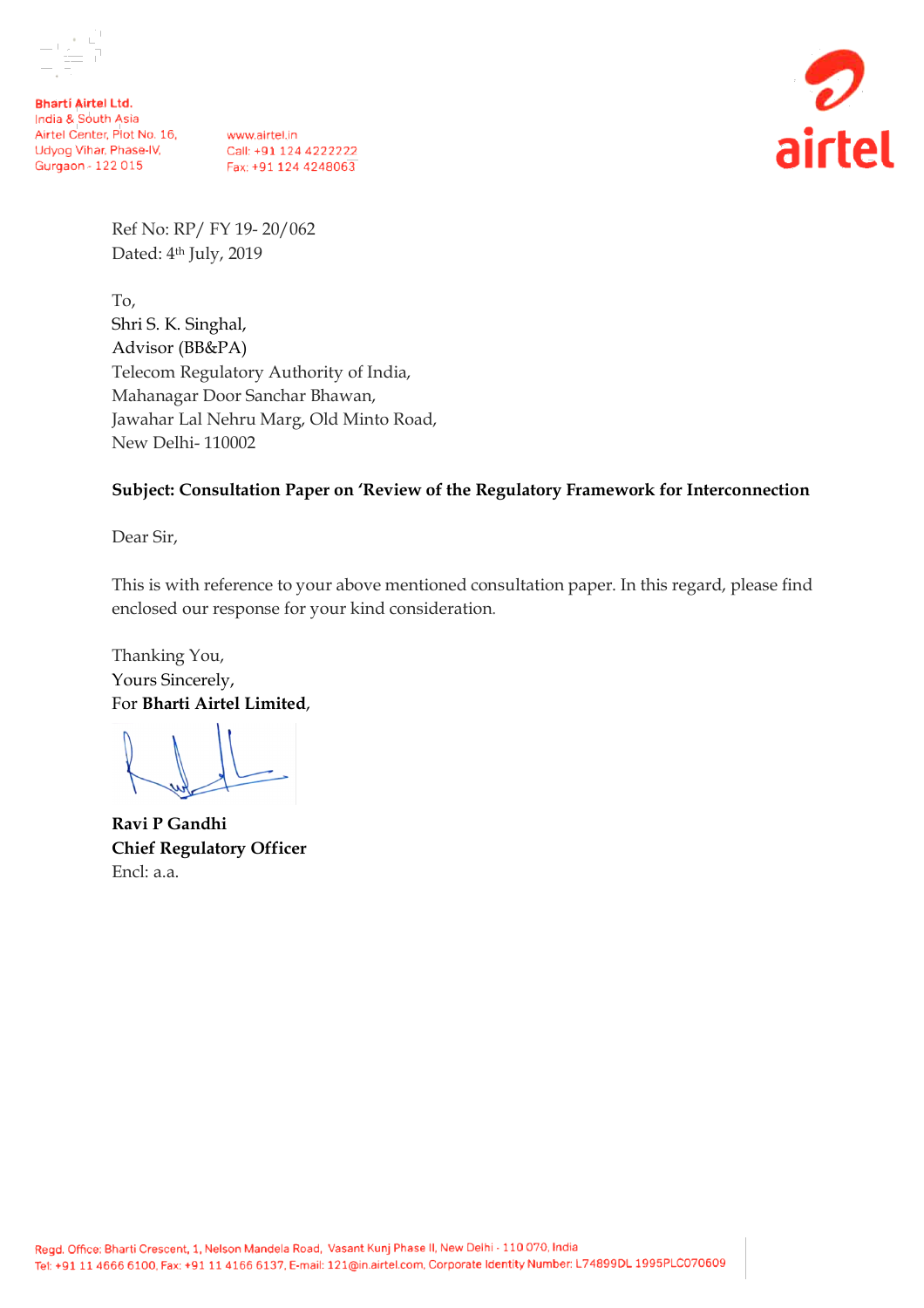Bharti Airtel Ltd.
India & South Asia
Airtel Center, Plot No. 16,
Udyog Vihar, Phase-IV,
Gurgaon - 122 015

www.airtel.in
Call: +91 124 4222222
Fax: +91 124 4248063

airtel

Ref No: RP/ FY 19- 20/062
Dated: 4th July, 2019

To,
Shri S. K. Singhal,
Advisor (BB&PA)
Telecom Regulatory Authority of India,
Mahanagar Door Sanchar Bhawan,
Jawahar Lal Nehru Marg, Old Minto Road,
New Delhi- 110002

**Subject: Consultation Paper on 'Review of the Regulatory Framework for Interconnection**

Dear Sir,

This is with reference to your above mentioned consultation paper. In this regard, please find enclosed our response for your kind consideration.

Thanking You,
Yours Sincerely,
For **Bharti Airtel Limited**,

**Ravi P Gandhi**
**Chief Regulatory Officer**
Encl: a.a.

Regd. Office: Bharti Crescent, 1, Nelson Mandela Road, Vasant Kunj Phase II, New Delhi - 110 070, India
Tel: +91 11 4666 6100, Fax: +91 11 4166 6137, E-mail: 121@in.airtel.com, Corporate Identity Number: L74899DL 1995PLC070609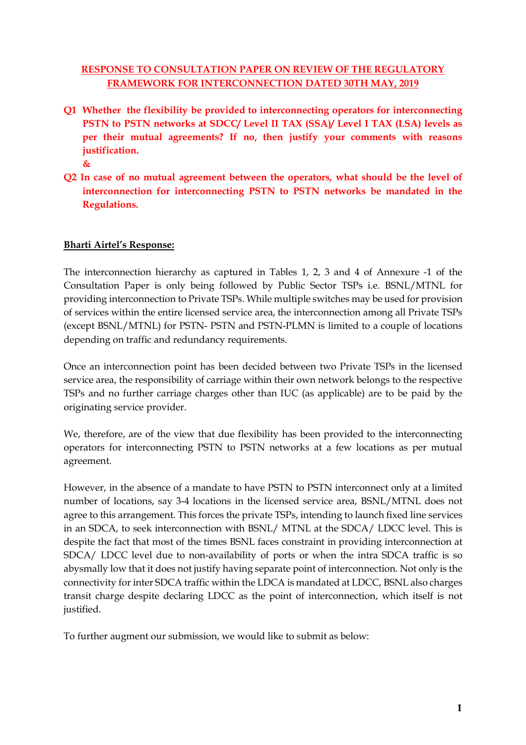**RESPONSE TO CONSULTATION PAPER ON REVIEW OF THE REGULATORY FRAMEWORK FOR INTERCONNECTION DATED 30TH MAY, 2019**

**Q1 Whether the flexibility be provided to interconnecting operators for interconnecting PSTN to PSTN networks at SDCC/ Level II TAX (SSA)/ Level I TAX (LSA) levels as per their mutual agreements? If no, then justify your comments with reasons justification.**

**&**

**Q2 In case of no mutual agreement between the operators, what should be the level of interconnection for interconnecting PSTN to PSTN networks be mandated in the Regulations.**

**Bharti Airtel's Response:**

The interconnection hierarchy as captured in Tables 1, 2, 3 and 4 of Annexure -1 of the Consultation Paper is only being followed by Public Sector TSPs i.e. BSNL/MTNL for providing interconnection to Private TSPs. While multiple switches may be used for provision of services within the entire licensed service area, the interconnection among all Private TSPs (except BSNL/MTNL) for PSTN- PSTN and PSTN-PLMN is limited to a couple of locations depending on traffic and redundancy requirements.

Once an interconnection point has been decided between two Private TSPs in the licensed service area, the responsibility of carriage within their own network belongs to the respective TSPs and no further carriage charges other than IUC (as applicable) are to be paid by the originating service provider.

We, therefore, are of the view that due flexibility has been provided to the interconnecting operators for interconnecting PSTN to PSTN networks at a few locations as per mutual agreement.

However, in the absence of a mandate to have PSTN to PSTN interconnect only at a limited number of locations, say 3-4 locations in the licensed service area, BSNL/MTNL does not agree to this arrangement. This forces the private TSPs, intending to launch fixed line services in an SDCA, to seek interconnection with BSNL/ MTNL at the SDCA/ LDCC level. This is despite the fact that most of the times BSNL faces constraint in providing interconnection at SDCA/ LDCC level due to non-availability of ports or when the intra SDCA traffic is so abysmally low that it does not justify having separate point of interconnection. Not only is the connectivity for inter SDCA traffic within the LDCA is mandated at LDCC, BSNL also charges transit charge despite declaring LDCC as the point of interconnection, which itself is not justified.

To further augment our submission, we would like to submit as below: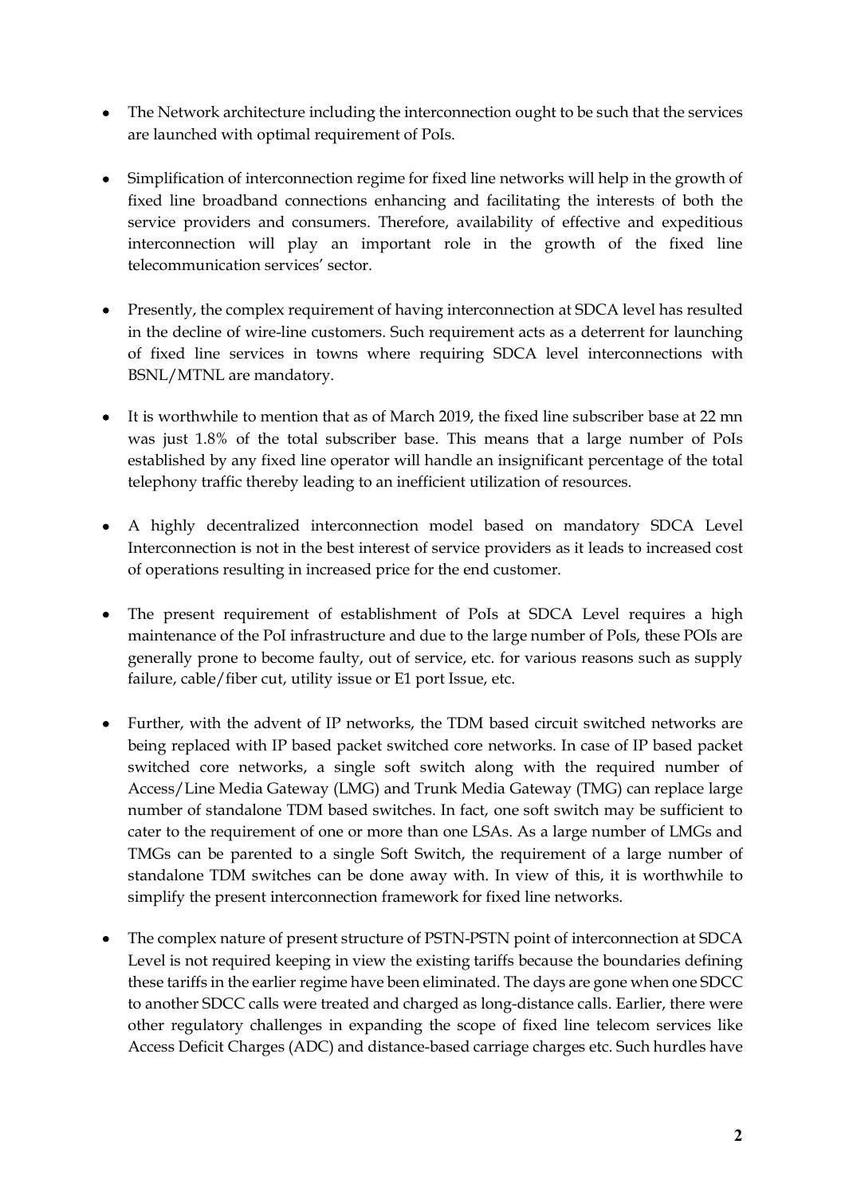- The Network architecture including the interconnection ought to be such that the services are launched with optimal requirement of PoIs.

- Simplification of interconnection regime for fixed line networks will help in the growth of fixed line broadband connections enhancing and facilitating the interests of both the service providers and consumers. Therefore, availability of effective and expeditious interconnection will play an important role in the growth of the fixed line telecommunication services' sector.

- Presently, the complex requirement of having interconnection at SDCA level has resulted in the decline of wire-line customers. Such requirement acts as a deterrent for launching of fixed line services in towns where requiring SDCA level interconnections with BSNL/MTNL are mandatory.

- It is worthwhile to mention that as of March 2019, the fixed line subscriber base at 22 mn was just 1.8% of the total subscriber base. This means that a large number of PoIs established by any fixed line operator will handle an insignificant percentage of the total telephony traffic thereby leading to an inefficient utilization of resources.

- A highly decentralized interconnection model based on mandatory SDCA Level Interconnection is not in the best interest of service providers as it leads to increased cost of operations resulting in increased price for the end customer.

- The present requirement of establishment of PoIs at SDCA Level requires a high maintenance of the PoI infrastructure and due to the large number of PoIs, these POIs are generally prone to become faulty, out of service, etc. for various reasons such as supply failure, cable/fiber cut, utility issue or E1 port Issue, etc.

- Further, with the advent of IP networks, the TDM based circuit switched networks are being replaced with IP based packet switched core networks. In case of IP based packet switched core networks, a single soft switch along with the required number of Access/Line Media Gateway (LMG) and Trunk Media Gateway (TMG) can replace large number of standalone TDM based switches. In fact, one soft switch may be sufficient to cater to the requirement of one or more than one LSAs. As a large number of LMGs and TMGs can be parented to a single Soft Switch, the requirement of a large number of standalone TDM switches can be done away with. In view of this, it is worthwhile to simplify the present interconnection framework for fixed line networks.

- The complex nature of present structure of PSTN-PSTN point of interconnection at SDCA Level is not required keeping in view the existing tariffs because the boundaries defining these tariffs in the earlier regime have been eliminated. The days are gone when one SDCC to another SDCC calls were treated and charged as long-distance calls. Earlier, there were other regulatory challenges in expanding the scope of fixed line telecom services like Access Deficit Charges (ADC) and distance-based carriage charges etc. Such hurdles have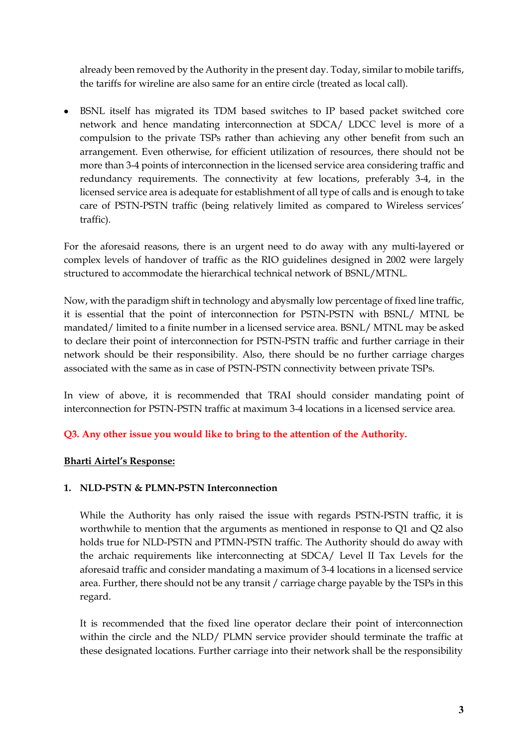already been removed by the Authority in the present day. Today, similar to mobile tariffs, the tariffs for wireline are also same for an entire circle (treated as local call).

- BSNL itself has migrated its TDM based switches to IP based packet switched core network and hence mandating interconnection at SDCA/ LDCC level is more of a compulsion to the private TSPs rather than achieving any other benefit from such an arrangement. Even otherwise, for efficient utilization of resources, there should not be more than 3-4 points of interconnection in the licensed service area considering traffic and redundancy requirements. The connectivity at few locations, preferably 3-4, in the licensed service area is adequate for establishment of all type of calls and is enough to take care of PSTN-PSTN traffic (being relatively limited as compared to Wireless services' traffic).

For the aforesaid reasons, there is an urgent need to do away with any multi-layered or complex levels of handover of traffic as the RIO guidelines designed in 2002 were largely structured to accommodate the hierarchical technical network of BSNL/MTNL.

Now, with the paradigm shift in technology and abysmally low percentage of fixed line traffic, it is essential that the point of interconnection for PSTN-PSTN with BSNL/ MTNL be mandated/ limited to a finite number in a licensed service area. BSNL/ MTNL may be asked to declare their point of interconnection for PSTN-PSTN traffic and further carriage in their network should be their responsibility. Also, there should be no further carriage charges associated with the same as in case of PSTN-PSTN connectivity between private TSPs.

In view of above, it is recommended that TRAI should consider mandating point of interconnection for PSTN-PSTN traffic at maximum 3-4 locations in a licensed service area.

**Q3. Any other issue you would like to bring to the attention of the Authority.**

**Bharti Airtel's Response:**

**1. NLD-PSTN & PLMN-PSTN Interconnection**

While the Authority has only raised the issue with regards PSTN-PSTN traffic, it is worthwhile to mention that the arguments as mentioned in response to Q1 and Q2 also holds true for NLD-PSTN and PTMN-PSTN traffic. The Authority should do away with the archaic requirements like interconnecting at SDCA/ Level II Tax Levels for the aforesaid traffic and consider mandating a maximum of 3-4 locations in a licensed service area. Further, there should not be any transit / carriage charge payable by the TSPs in this regard.

It is recommended that the fixed line operator declare their point of interconnection within the circle and the NLD/ PLMN service provider should terminate the traffic at these designated locations. Further carriage into their network shall be the responsibility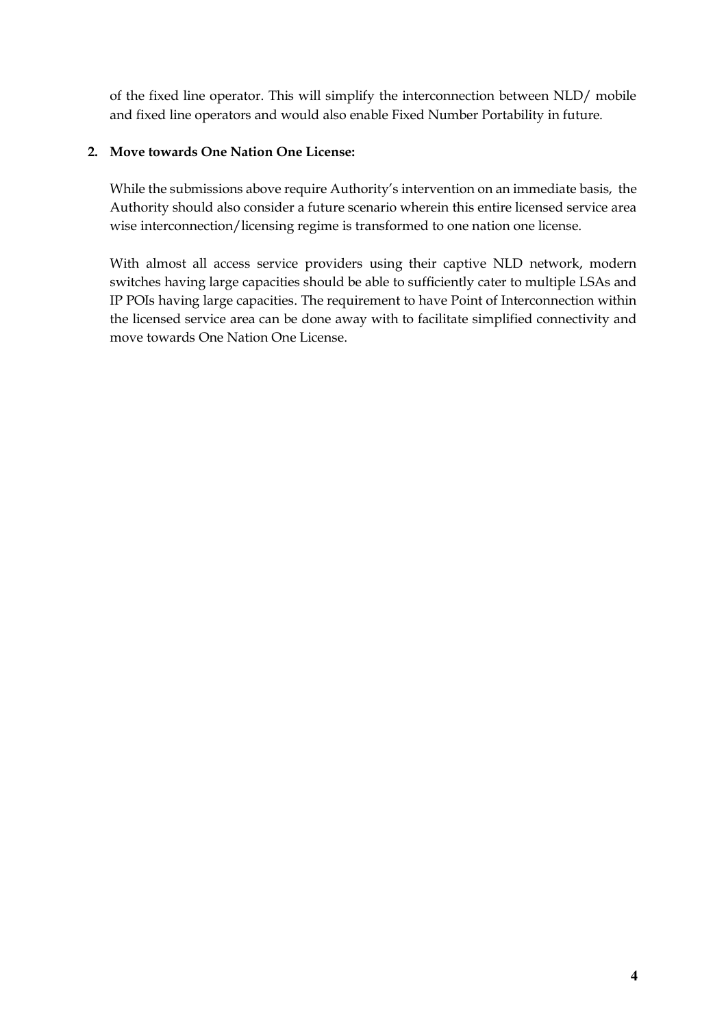of the fixed line operator. This will simplify the interconnection between NLD/ mobile and fixed line operators and would also enable Fixed Number Portability in future.

**2. Move towards One Nation One License:**

While the submissions above require Authority's intervention on an immediate basis, the Authority should also consider a future scenario wherein this entire licensed service area wise interconnection/licensing regime is transformed to one nation one license.

With almost all access service providers using their captive NLD network, modern switches having large capacities should be able to sufficiently cater to multiple LSAs and IP POIs having large capacities. The requirement to have Point of Interconnection within the licensed service area can be done away with to facilitate simplified connectivity and move towards One Nation One License.